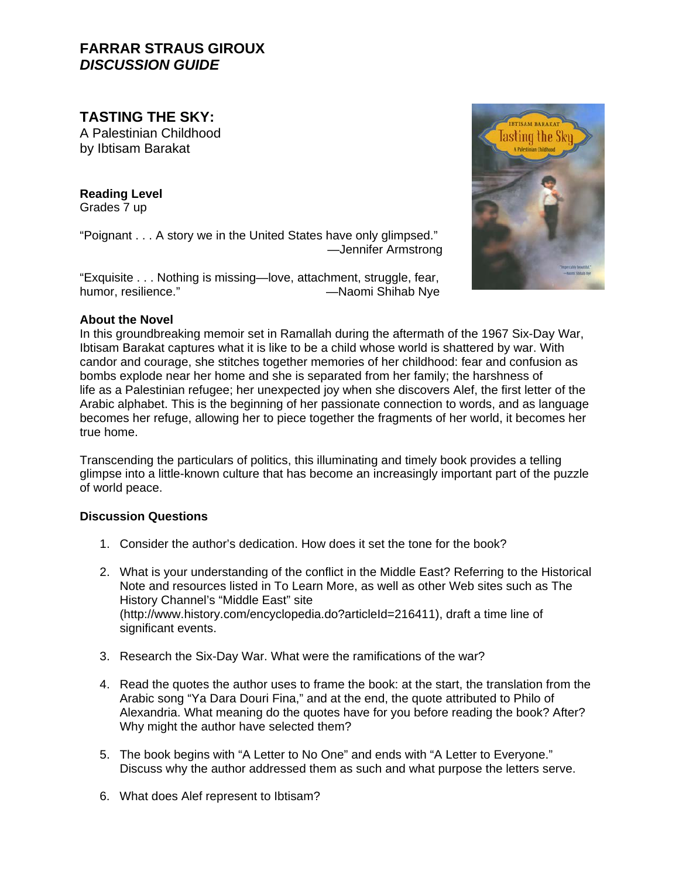# FARRAR STRAUS GIROUX
## *DISCUSSION GUIDE*

## TASTING THE SKY:
A Palestinian Childhood
by Ibtisam Barakat

**Reading Level**
Grades 7 up

"Poignant . . . A story we in the United States have only glimpsed."
—Jennifer Armstrong

"Exquisite . . . Nothing is missing—love, attachment, struggle, fear, humor, resilience."
—Naomi Shihab Nye

**About the Novel**
In this groundbreaking memoir set in Ramallah during the aftermath of the 1967 Six-Day War, Ibtisam Barakat captures what it is like to be a child whose world is shattered by war. With candor and courage, she stitches together memories of her childhood: fear and confusion as bombs explode near her home and she is separated from her family; the harshness of life as a Palestinian refugee; her unexpected joy when she discovers Alef, the first letter of the Arabic alphabet. This is the beginning of her passionate connection to words, and as language becomes her refuge, allowing her to piece together the fragments of her world, it becomes her true home.

Transcending the particulars of politics, this illuminating and timely book provides a telling glimpse into a little-known culture that has become an increasingly important part of the puzzle of world peace.

**Discussion Questions**

1. Consider the author's dedication. How does it set the tone for the book?

2. What is your understanding of the conflict in the Middle East? Referring to the Historical Note and resources listed in To Learn More, as well as other Web sites such as The History Channel's "Middle East" site (http://www.history.com/encyclopedia.do?articleId=216411), draft a time line of significant events.

3. Research the Six-Day War. What were the ramifications of the war?

4. Read the quotes the author uses to frame the book: at the start, the translation from the Arabic song "Ya Dara Douri Fina," and at the end, the quote attributed to Philo of Alexandria. What meaning do the quotes have for you before reading the book? After? Why might the author have selected them?

5. The book begins with "A Letter to No One" and ends with "A Letter to Everyone." Discuss why the author addressed them as such and what purpose the letters serve.

6. What does Alef represent to Ibtisam?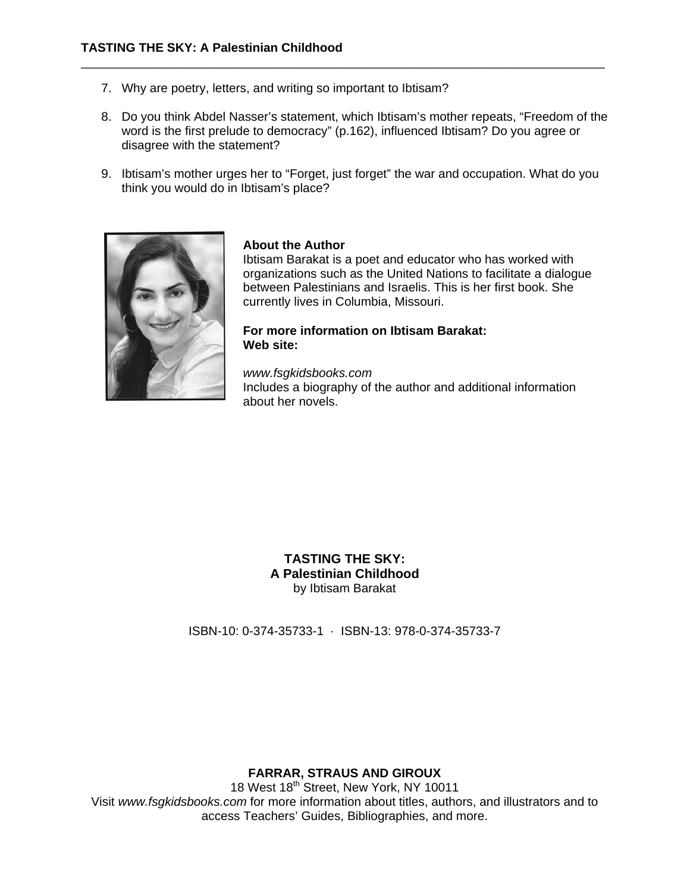7. Why are poetry, letters, and writing so important to Ibtisam?

8. Do you think Abdel Nasser's statement, which Ibtisam's mother repeats, "Freedom of the word is the first prelude to democracy" (p.162), influenced Ibtisam? Do you agree or disagree with the statement?

9. Ibtisam's mother urges her to "Forget, just forget" the war and occupation. What do you think you would do in Ibtisam's place?

**About the Author**
Ibtisam Barakat is a poet and educator who has worked with organizations such as the United Nations to facilitate a dialogue between Palestinians and Israelis. This is her first book. She currently lives in Columbia, Missouri.

**For more information on Ibtisam Barakat:**
**Web site:**

*www.fsgkidsbooks.com*
Includes a biography of the author and additional information about her novels.

**TASTING THE SKY:**
**A Palestinian Childhood**
by Ibtisam Barakat

ISBN-10: 0-374-35733-1 · ISBN-13: 978-0-374-35733-7

**FARRAR, STRAUS AND GIROUX**
18 West 18th Street, New York, NY 10011
Visit *www.fsgkidsbooks.com* for more information about titles, authors, and illustrators and to access Teachers' Guides, Bibliographies, and more.